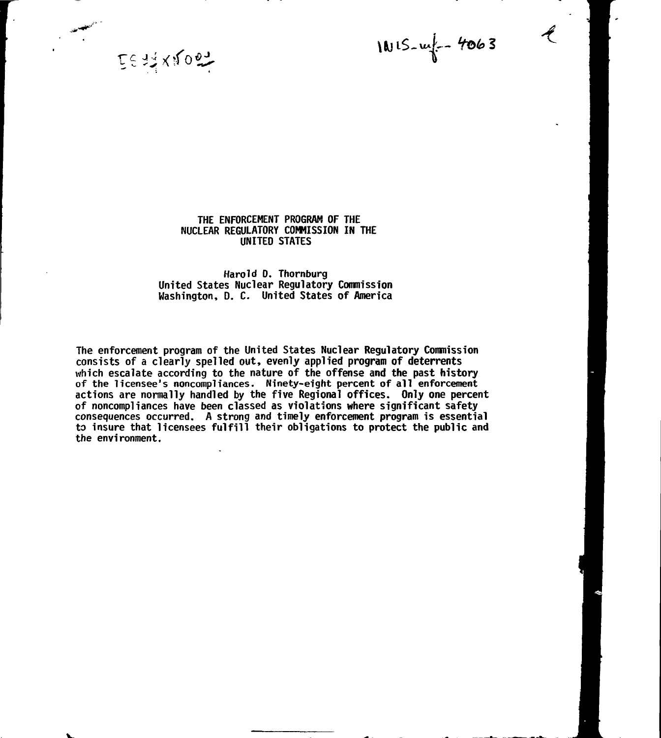# THE ENFORCEMENT PROGRAM OF THE NUCLEAR REGULATORY COMMISSION IN THE UNITED STATES

Harold D. Thornburg
United States Nuclear Regulatory Commission
Washington, D. C. United States of America

The enforcement program of the United States Nuclear Regulatory Commission consists of a clearly spelled out, evenly applied program of deterrents which escalate according to the nature of the offense and the past history of the licensee's noncompliances. Ninety-eight percent of all enforcement actions are normally handled by the five Regional offices. Only one percent of noncompliances have been classed as violations where significant safety consequences occurred. A strong and timely enforcement program is essential to insure that licensees fulfill their obligations to protect the public and the environment.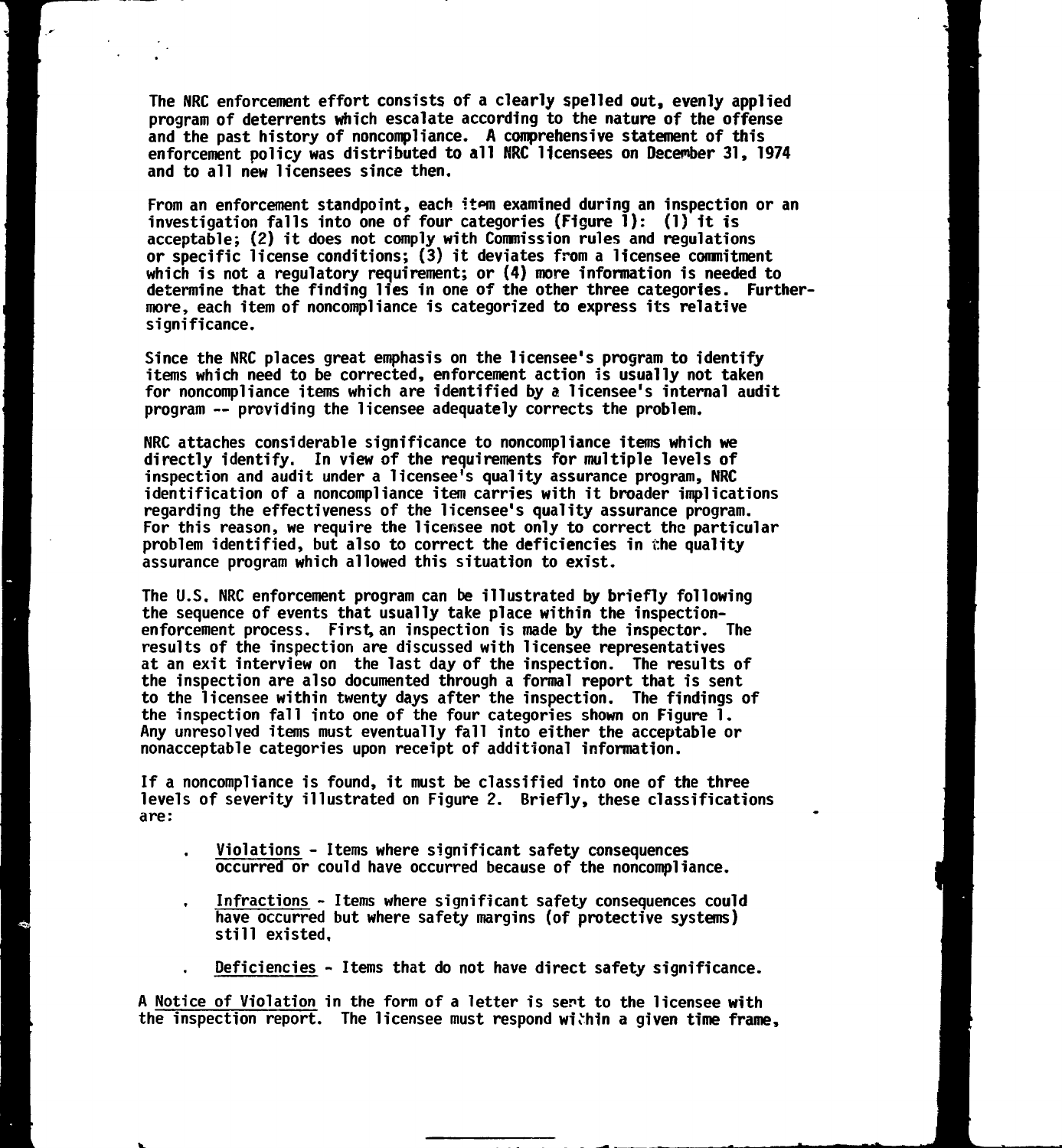The NRC enforcement effort consists of a clearly spelled out, evenly applied program of deterrents which escalate according to the nature of the offense and the past history of noncompliance. A comprehensive statement of this enforcement policy was distributed to all NRC licensees on December 31, 1974 and to all new licensees since then.

From an enforcement standpoint, each item examined during an inspection or an investigation falls into one of four categories (Figure 1): (1) it is acceptable; (2) it does not comply with Commission rules and regulations or specific license conditions; (3) it deviates from a licensee commitment which is not a regulatory requirement; or (4) more information is needed to determine that the finding lies in one of the other three categories. Furthermore, each item of noncompliance is categorized to express its relative significance.

Since the NRC places great emphasis on the licensee's program to identify items which need to be corrected, enforcement action is usually not taken for noncompliance items which are identified by a licensee's internal audit program -- providing the licensee adequately corrects the problem.

NRC attaches considerable significance to noncompliance items which we directly identify. In view of the requirements for multiple levels of inspection and audit under a licensee's quality assurance program, NRC identification of a noncompliance item carries with it broader implications regarding the effectiveness of the licensee's quality assurance program. For this reason, we require the licensee not only to correct the particular problem identified, but also to correct the deficiencies in the quality assurance program which allowed this situation to exist.

The U.S. NRC enforcement program can be illustrated by briefly following the sequence of events that usually take place within the inspection-enforcement process. First, an inspection is made by the inspector. The results of the inspection are discussed with licensee representatives at an exit interview on the last day of the inspection. The results of the inspection are also documented through a formal report that is sent to the licensee within twenty days after the inspection. The findings of the inspection fall into one of the four categories shown on Figure 1. Any unresolved items must eventually fall into either the acceptable or nonacceptable categories upon receipt of additional information.

If a noncompliance is found, it must be classified into one of the three levels of severity illustrated on Figure 2. Briefly, these classifications are:

- Violations - Items where significant safety consequences occurred or could have occurred because of the noncompliance.
- Infractions - Items where significant safety consequences could have occurred but where safety margins (of protective systems) still existed.
- Deficiencies - Items that do not have direct safety significance.

A Notice of Violation in the form of a letter is sent to the licensee with the inspection report. The licensee must respond within a given time frame,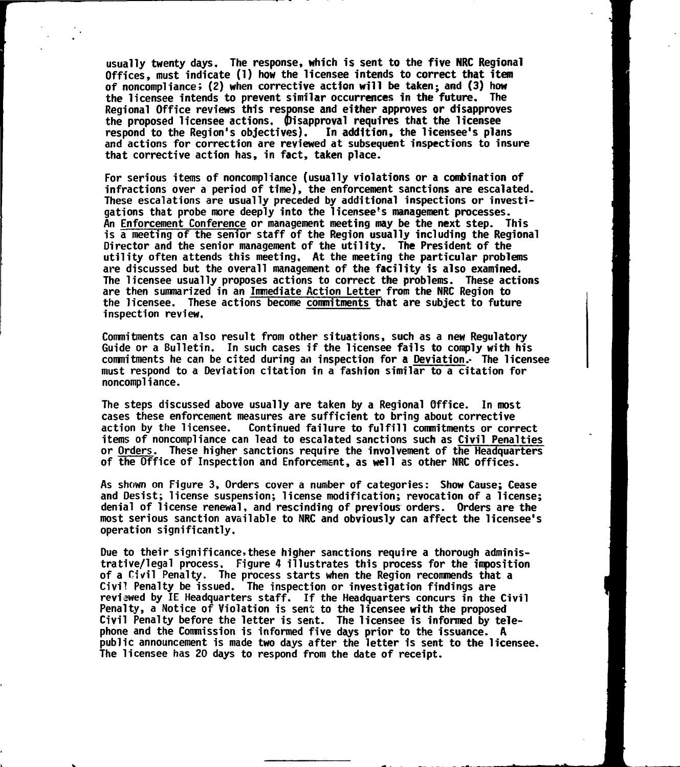usually twenty days. The response, which is sent to the five NRC Regional Offices, must indicate (1) how the licensee intends to correct that item of noncompliance; (2) when corrective action will be taken; and (3) how the licensee intends to prevent similar occurrences in the future. The Regional Office reviews this response and either approves or disapproves the proposed licensee actions. (Disapproval requires that the licensee respond to the Region's objectives). In addition, the licensee's plans and actions for correction are reviewed at subsequent inspections to insure that corrective action has, in fact, taken place.

For serious items of noncompliance (usually violations or a combination of infractions over a period of time), the enforcement sanctions are escalated. These escalations are usually preceded by additional inspections or investigations that probe more deeply into the licensee's management processes. An Enforcement Conference or management meeting may be the next step. This is a meeting of the senior staff of the Region usually including the Regional Director and the senior management of the utility. The President of the utility often attends this meeting. At the meeting the particular problems are discussed but the overall management of the facility is also examined. The licensee usually proposes actions to correct the problems. These actions are then summarized in an Immediate Action Letter from the NRC Region to the licensee. These actions become commitments that are subject to future inspection review.

Commitments can also result from other situations, such as a new Regulatory Guide or a Bulletin. In such cases if the licensee fails to comply with his commitments he can be cited during an inspection for a Deviation. The licensee must respond to a Deviation citation in a fashion similar to a citation for noncompliance.

The steps discussed above usually are taken by a Regional Office. In most cases these enforcement measures are sufficient to bring about corrective action by the licensee. Continued failure to fulfill commitments or correct items of noncompliance can lead to escalated sanctions such as Civil Penalties or Orders. These higher sanctions require the involvement of the Headquarters of the Office of Inspection and Enforcement, as well as other NRC offices.

As shown on Figure 3, Orders cover a number of categories: Show Cause; Cease and Desist; license suspension; license modification; revocation of a license; denial of license renewal, and rescinding of previous orders. Orders are the most serious sanction available to NRC and obviously can affect the licensee's operation significantly.

Due to their significance, these higher sanctions require a thorough administrative/legal process. Figure 4 illustrates this process for the imposition of a Civil Penalty. The process starts when the Region recommends that a Civil Penalty be issued. The inspection or investigation findings are reviewed by IE Headquarters staff. If the Headquarters concurs in the Civil Penalty, a Notice of Violation is sent to the licensee with the proposed Civil Penalty before the letter is sent. The licensee is informed by telephone and the Commission is informed five days prior to the issuance. A public announcement is made two days after the letter is sent to the licensee. The licensee has 20 days to respond from the date of receipt.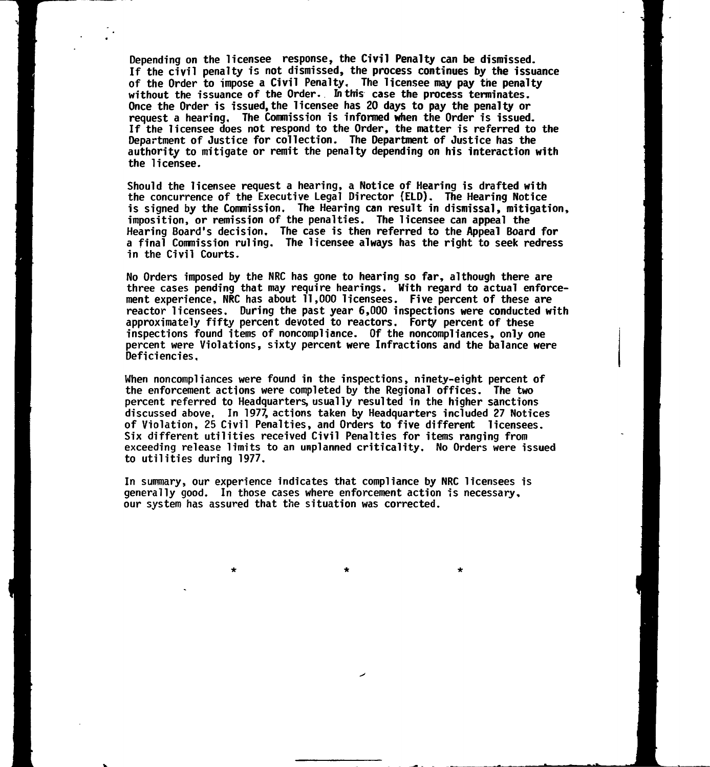Depending on the licensee response, the Civil Penalty can be dismissed. If the civil penalty is not dismissed, the process continues by the issuance of the Order to impose a Civil Penalty. The licensee may pay the penalty without the issuance of the Order. In this case the process terminates. Once the Order is issued, the licensee has 20 days to pay the penalty or request a hearing. The Commission is informed when the Order is issued. If the licensee does not respond to the Order, the matter is referred to the Department of Justice for collection. The Department of Justice has the authority to mitigate or remit the penalty depending on his interaction with the licensee.

Should the licensee request a hearing, a Notice of Hearing is drafted with the concurrence of the Executive Legal Director (ELD). The Hearing Notice is signed by the Commission. The Hearing can result in dismissal, mitigation, imposition, or remission of the penalties. The licensee can appeal the Hearing Board's decision. The case is then referred to the Appeal Board for a final Commission ruling. The licensee always has the right to seek redress in the Civil Courts.

No Orders imposed by the NRC has gone to hearing so far, although there are three cases pending that may require hearings. With regard to actual enforcement experience, NRC has about 11,000 licensees. Five percent of these are reactor licensees. During the past year 6,000 inspections were conducted with approximately fifty percent devoted to reactors. Forty percent of these inspections found items of noncompliance. Of the noncompliances, only one percent were Violations, sixty percent were Infractions and the balance were Deficiencies.

When noncompliances were found in the inspections, ninety-eight percent of the enforcement actions were completed by the Regional offices. The two percent referred to Headquarters, usually resulted in the higher sanctions discussed above. In 1977, actions taken by Headquarters included 27 Notices of Violation, 25 Civil Penalties, and Orders to five different licensees. Six different utilities received Civil Penalties for items ranging from exceeding release limits to an unplanned criticality. No Orders were issued to utilities during 1977.

In summary, our experience indicates that compliance by NRC licensees is generally good. In those cases where enforcement action is necessary, our system has assured that the situation was corrected.

\*　　　　\*　　　　\*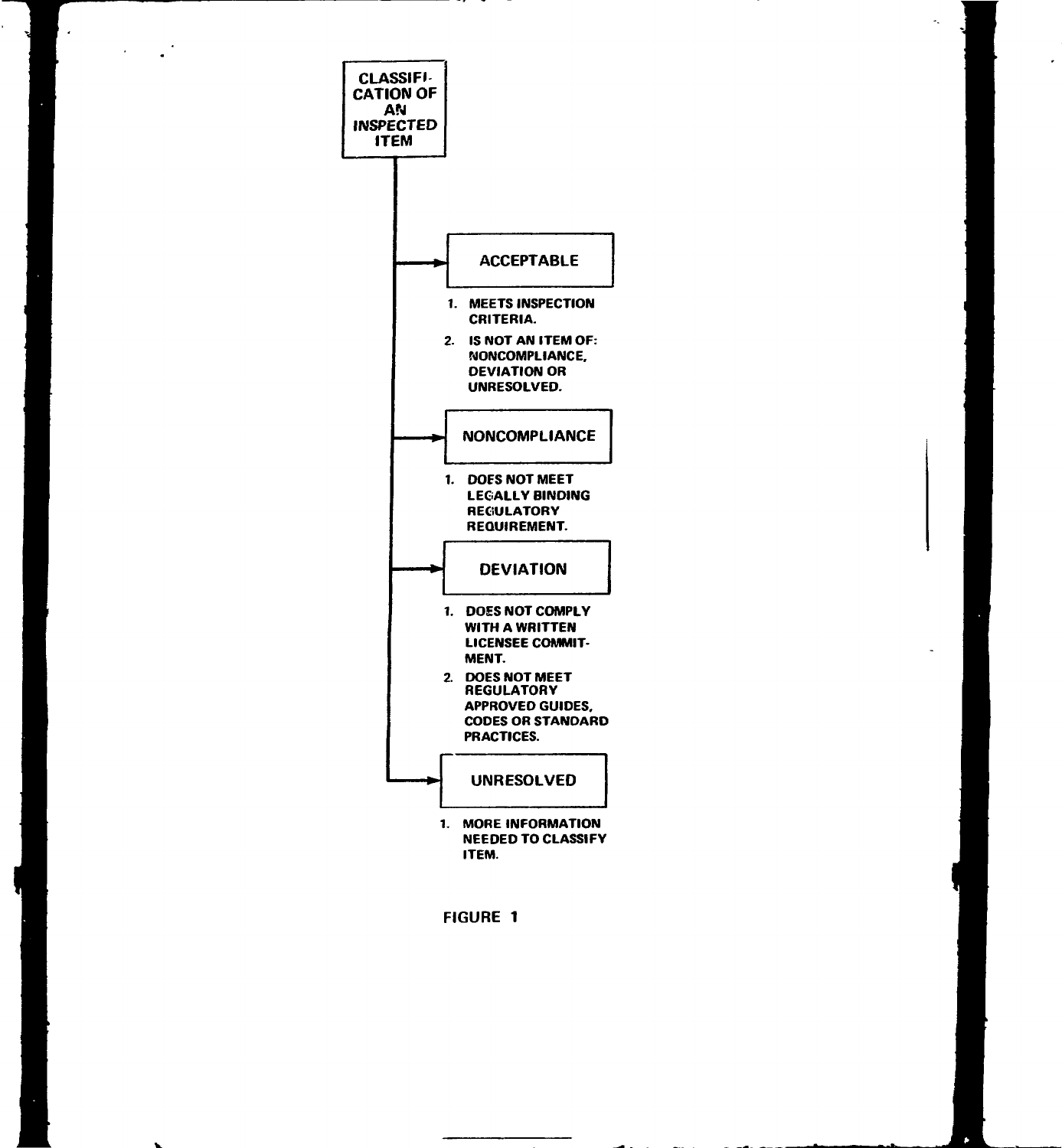**CLASSIFICATION OF AN INSPECTED ITEM**

**ACCEPTABLE**

1. MEETS INSPECTION CRITERIA.
2. IS NOT AN ITEM OF: NONCOMPLIANCE, DEVIATION OR UNRESOLVED.

**NONCOMPLIANCE**

1. DOES NOT MEET LEGALLY BINDING REGULATORY REQUIREMENT.

**DEVIATION**

1. DOES NOT COMPLY WITH A WRITTEN LICENSEE COMMITMENT.
2. DOES NOT MEET REGULATORY APPROVED GUIDES, CODES OR STANDARD PRACTICES.

**UNRESOLVED**

1. MORE INFORMATION NEEDED TO CLASSIFY ITEM.

FIGURE 1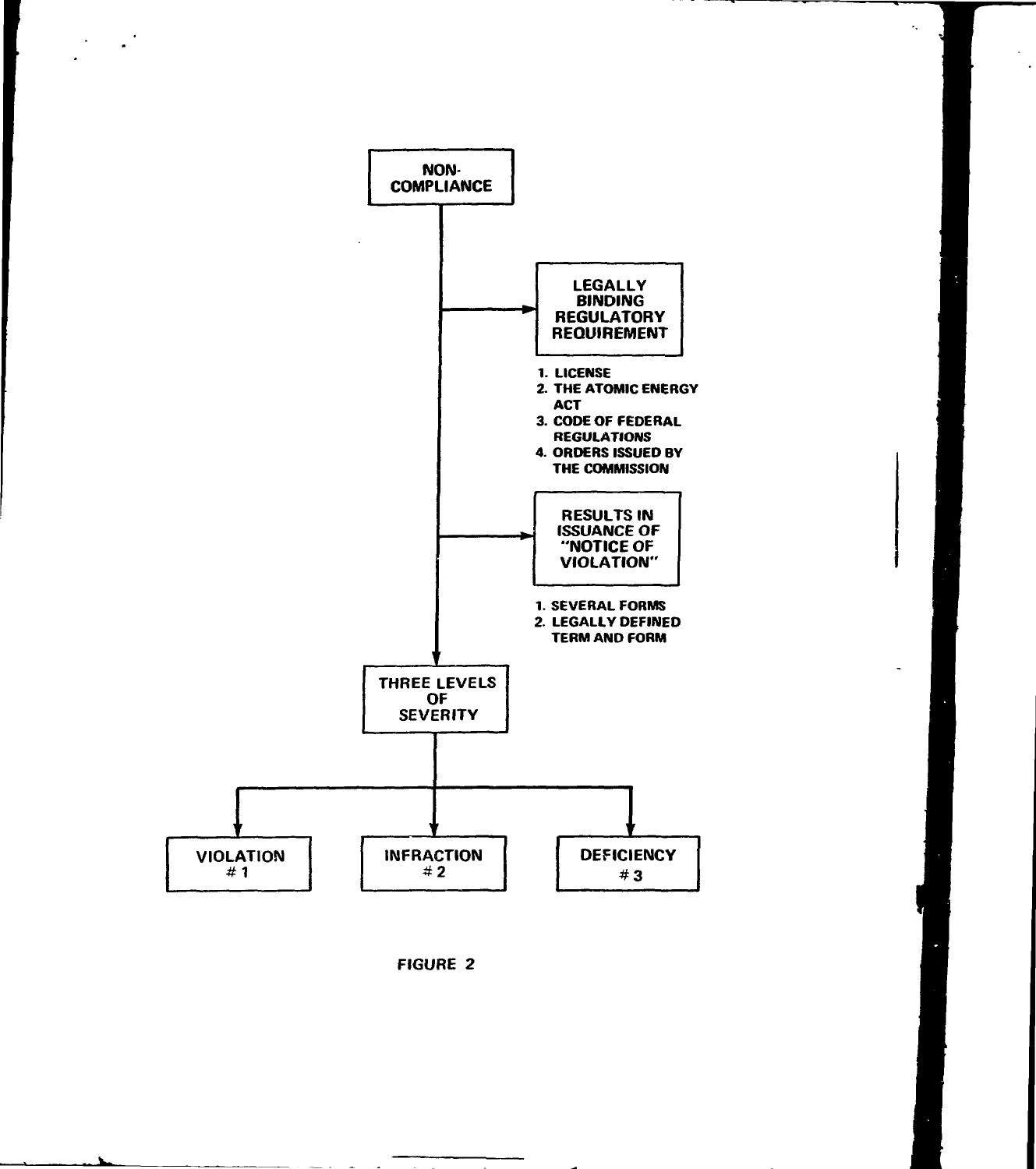NON-COMPLIANCE

LEGALLY BINDING REGULATORY REQUIREMENT

1. LICENSE
2. THE ATOMIC ENERGY ACT
3. CODE OF FEDERAL REGULATIONS
4. ORDERS ISSUED BY THE COMMISSION

RESULTS IN ISSUANCE OF "NOTICE OF VIOLATION"

1. SEVERAL FORMS
2. LEGALLY DEFINED TERM AND FORM

THREE LEVELS OF SEVERITY

VIOLATION #1

INFRACTION #2

DEFICIENCY #3

FIGURE 2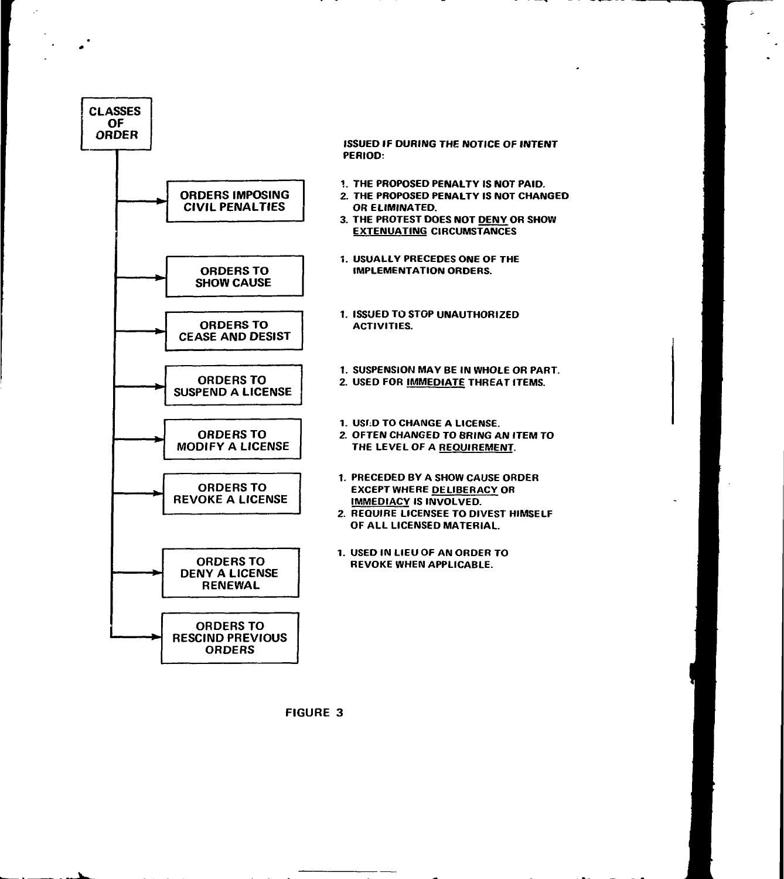**CLASSES OF ORDER**

| Class of Order | Notes |
|---|---|
| ORDERS IMPOSING CIVIL PENALTIES | ISSUED IF DURING THE NOTICE OF INTENT PERIOD:<br>1. THE PROPOSED PENALTY IS NOT PAID.<br>2. THE PROPOSED PENALTY IS NOT CHANGED OR ELIMINATED.<br>3. THE PROTEST DOES NOT <u>DENY</u> OR SHOW <u>EXTENUATING</u> CIRCUMSTANCES |
| ORDERS TO SHOW CAUSE | 1. USUALLY PRECEDES ONE OF THE IMPLEMENTATION ORDERS. |
| ORDERS TO CEASE AND DESIST | 1. ISSUED TO STOP UNAUTHORIZED ACTIVITIES. |
| ORDERS TO SUSPEND A LICENSE | 1. SUSPENSION MAY BE IN WHOLE OR PART.<br>2. USED FOR <u>IMMEDIATE</u> THREAT ITEMS. |
| ORDERS TO MODIFY A LICENSE | 1. USED TO CHANGE A LICENSE.<br>2. OFTEN CHANGED TO BRING AN ITEM TO THE LEVEL OF A <u>REQUIREMENT</u>. |
| ORDERS TO REVOKE A LICENSE | 1. PRECEDED BY A SHOW CAUSE ORDER EXCEPT WHERE <u>DELIBERACY</u> OR <u>IMMEDIACY</u> IS INVOLVED.<br>2. REQUIRE LICENSEE TO DIVEST HIMSELF OF ALL LICENSED MATERIAL. |
| ORDERS TO DENY A LICENSE RENEWAL | 1. USED IN LIEU OF AN ORDER TO REVOKE WHEN APPLICABLE. |
| ORDERS TO RESCIND PREVIOUS ORDERS | |

FIGURE 3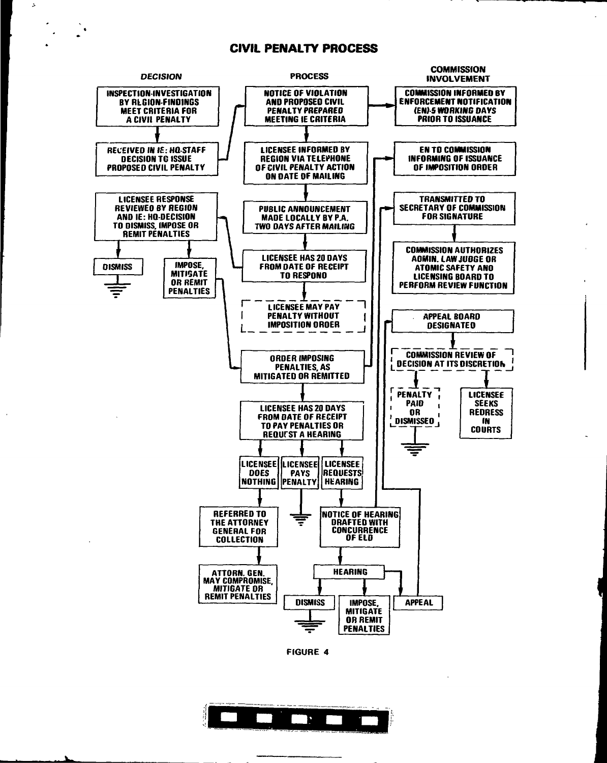# CIVIL PENALTY PROCESS

DECISION

PROCESS

COMMISSION INVOLVEMENT

INSPECTION-INVESTIGATION BY REGION-FINDINGS MEET CRITERIA FOR A CIVIL PENALTY

RECEIVED IN IE: HQ-STAFF DECISION TO ISSUE PROPOSED CIVIL PENALTY

LICENSEE RESPONSE REVIEWED BY REGION AND IE: HQ-DECISION TO DISMISS, IMPOSE OR REMIT PENALTIES

DISMISS

IMPOSE, MITIGATE OR REMIT PENALTIES

NOTICE OF VIOLATION AND PROPOSED CIVIL PENALTY PREPARED MEETING IE CRITERIA

LICENSEE INFORMED BY REGION VIA TELEPHONE OF CIVIL PENALTY ACTION ON DATE OF MAILING

PUBLIC ANNOUNCEMENT MADE LOCALLY BY P.A. TWO DAYS AFTER MAILING

LICENSEE HAS 20 DAYS FROM DATE OF RECEIPT TO RESPOND

LICENSEE MAY PAY PENALTY WITHOUT IMPOSITION ORDER

ORDER IMPOSING PENALTIES, AS MITIGATED OR REMITTED

LICENSEE HAS 20 DAYS FROM DATE OF RECEIPT TO PAY PENALTIES OR REQUEST A HEARING

LICENSEE DOES NOTHING

LICENSEE PAYS PENALTY

LICENSEE REQUESTS HEARING

REFERRED TO THE ATTORNEY GENERAL FOR COLLECTION

ATTORN. GEN. MAY COMPROMISE, MITIGATE OR REMIT PENALTIES

NOTICE OF HEARING DRAFTED WITH CONCURRENCE OF ELD

HEARING

DISMISS

IMPOSE, MITIGATE OR REMIT PENALTIES

APPEAL

COMMISSION INFORMED BY ENFORCEMENT NOTIFICATION (EN)-5 WORKING DAYS PRIOR TO ISSUANCE

EN TO COMMISSION INFORMING OF ISSUANCE OF IMPOSITION ORDER

TRANSMITTED TO SECRETARY OF COMMISSION FOR SIGNATURE

COMMISSION AUTHORIZES ADMIN. LAW JUDGE OR ATOMIC SAFETY AND LICENSING BOARD TO PERFORM REVIEW FUNCTION

APPEAL BOARD DESIGNATED

COMMISSION REVIEW OF DECISION AT ITS DISCRETION

PENALTY PAID OR DISMISSED

LICENSEE SEEKS REDRESS IN COURTS

FIGURE 4